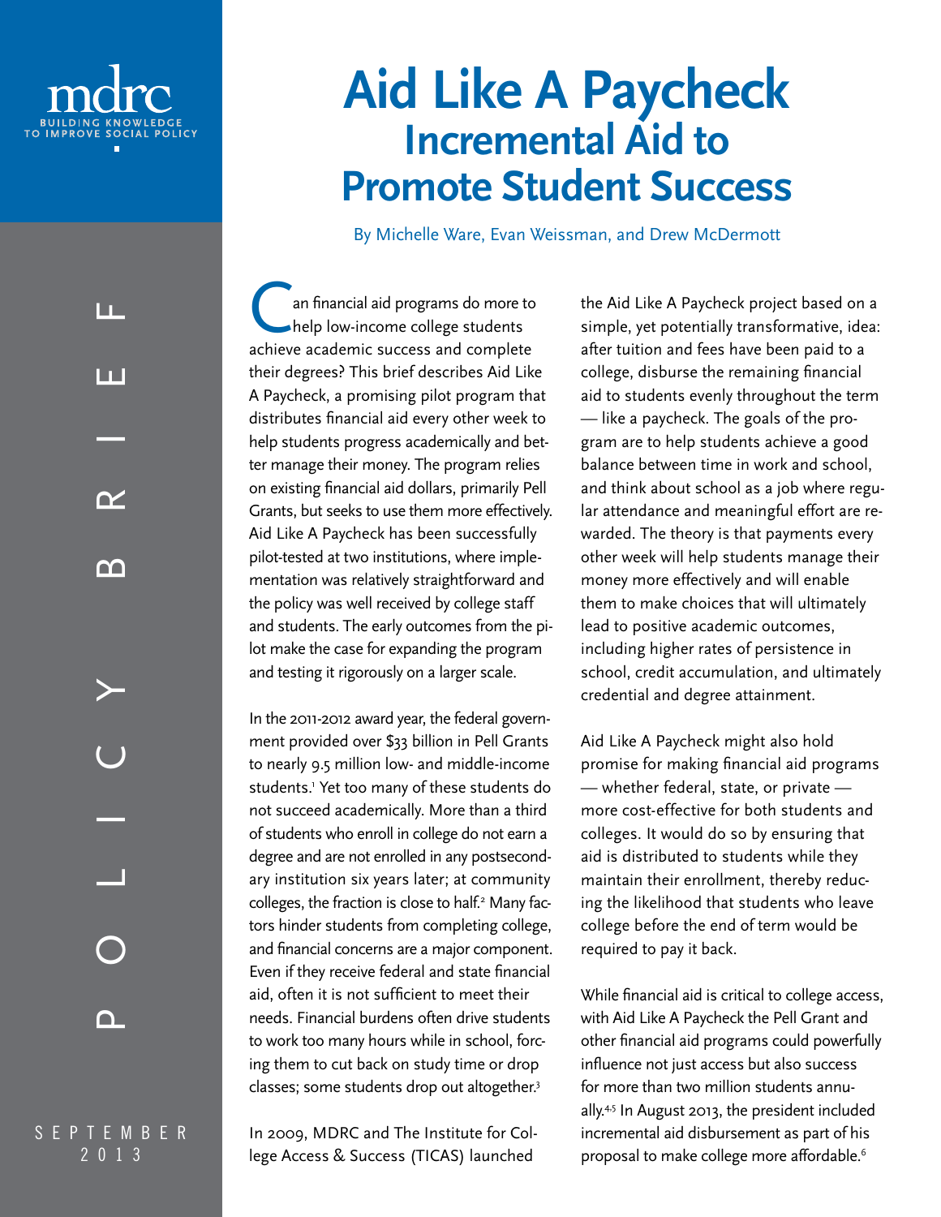mdrc
BUILDING KNOWLEDGE TO IMPROVE SOCIAL POLICY

POLICY BRIEF

SEPTEMBER 2013

# Aid Like A Paycheck
## Incremental Aid to Promote Student Success

By Michelle Ware, Evan Weissman, and Drew McDermott

Can financial aid programs do more to help low-income college students achieve academic success and complete their degrees? This brief describes Aid Like A Paycheck, a promising pilot program that distributes financial aid every other week to help students progress academically and better manage their money. The program relies on existing financial aid dollars, primarily Pell Grants, but seeks to use them more effectively. Aid Like A Paycheck has been successfully pilot-tested at two institutions, where implementation was relatively straightforward and the policy was well received by college staff and students. The early outcomes from the pilot make the case for expanding the program and testing it rigorously on a larger scale.

In the 2011-2012 award year, the federal government provided over $33 billion in Pell Grants to nearly 9.5 million low- and middle-income students.[1] Yet too many of these students do not succeed academically. More than a third of students who enroll in college do not earn a degree and are not enrolled in any postsecondary institution six years later; at community colleges, the fraction is close to half.[2] Many factors hinder students from completing college, and financial concerns are a major component. Even if they receive federal and state financial aid, often it is not sufficient to meet their needs. Financial burdens often drive students to work too many hours while in school, forcing them to cut back on study time or drop classes; some students drop out altogether.[3]

In 2009, MDRC and The Institute for College Access & Success (TICAS) launched the Aid Like A Paycheck project based on a simple, yet potentially transformative, idea: after tuition and fees have been paid to a college, disburse the remaining financial aid to students evenly throughout the term — like a paycheck. The goals of the program are to help students achieve a good balance between time in work and school, and think about school as a job where regular attendance and meaningful effort are rewarded. The theory is that payments every other week will help students manage their money more effectively and will enable them to make choices that will ultimately lead to positive academic outcomes, including higher rates of persistence in school, credit accumulation, and ultimately credential and degree attainment.

Aid Like A Paycheck might also hold promise for making financial aid programs — whether federal, state, or private — more cost-effective for both students and colleges. It would do so by ensuring that aid is distributed to students while they maintain their enrollment, thereby reducing the likelihood that students who leave college before the end of term would be required to pay it back.

While financial aid is critical to college access, with Aid Like A Paycheck the Pell Grant and other financial aid programs could powerfully influence not just access but also success for more than two million students annually.[4,5] In August 2013, the president included incremental aid disbursement as part of his proposal to make college more affordable.[6]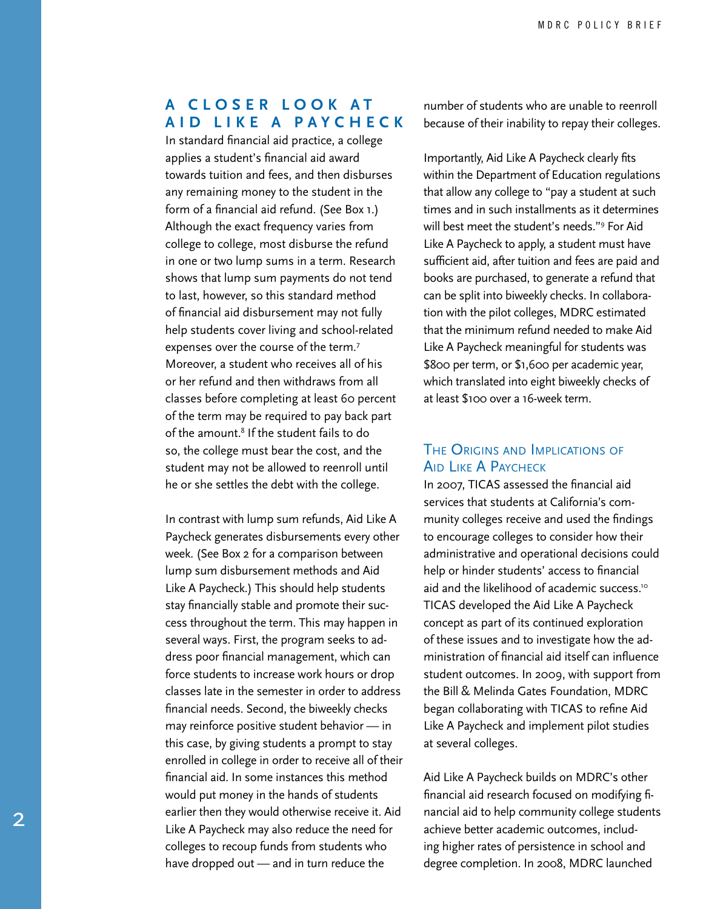## A CLOSER LOOK AT AID LIKE A PAYCHECK

In standard financial aid practice, a college applies a student's financial aid award towards tuition and fees, and then disburses any remaining money to the student in the form of a financial aid refund. (See Box 1.) Although the exact frequency varies from college to college, most disburse the refund in one or two lump sums in a term. Research shows that lump sum payments do not tend to last, however, so this standard method of financial aid disbursement may not fully help students cover living and school-related expenses over the course of the term.[7] Moreover, a student who receives all of his or her refund and then withdraws from all classes before completing at least 60 percent of the term may be required to pay back part of the amount.[8] If the student fails to do so, the college must bear the cost, and the student may not be allowed to reenroll until he or she settles the debt with the college.

In contrast with lump sum refunds, Aid Like A Paycheck generates disbursements every other week. (See Box 2 for a comparison between lump sum disbursement methods and Aid Like A Paycheck.) This should help students stay financially stable and promote their success throughout the term. This may happen in several ways. First, the program seeks to address poor financial management, which can force students to increase work hours or drop classes late in the semester in order to address financial needs. Second, the biweekly checks may reinforce positive student behavior — in this case, by giving students a prompt to stay enrolled in college in order to receive all of their financial aid. In some instances this method would put money in the hands of students earlier then they would otherwise receive it. Aid Like A Paycheck may also reduce the need for colleges to recoup funds from students who have dropped out — and in turn reduce the number of students who are unable to reenroll because of their inability to repay their colleges.

Importantly, Aid Like A Paycheck clearly fits within the Department of Education regulations that allow any college to "pay a student at such times and in such installments as it determines will best meet the student's needs."[9] For Aid Like A Paycheck to apply, a student must have sufficient aid, after tuition and fees are paid and books are purchased, to generate a refund that can be split into biweekly checks. In collaboration with the pilot colleges, MDRC estimated that the minimum refund needed to make Aid Like A Paycheck meaningful for students was $800 per term, or $1,600 per academic year, which translated into eight biweekly checks of at least $100 over a 16-week term.

### The Origins and Implications of Aid Like A Paycheck

In 2007, TICAS assessed the financial aid services that students at California's community colleges receive and used the findings to encourage colleges to consider how their administrative and operational decisions could help or hinder students' access to financial aid and the likelihood of academic success.[10] TICAS developed the Aid Like A Paycheck concept as part of its continued exploration of these issues and to investigate how the administration of financial aid itself can influence student outcomes. In 2009, with support from the Bill & Melinda Gates Foundation, MDRC began collaborating with TICAS to refine Aid Like A Paycheck and implement pilot studies at several colleges.

Aid Like A Paycheck builds on MDRC's other financial aid research focused on modifying financial aid to help community college students achieve better academic outcomes, including higher rates of persistence in school and degree completion. In 2008, MDRC launched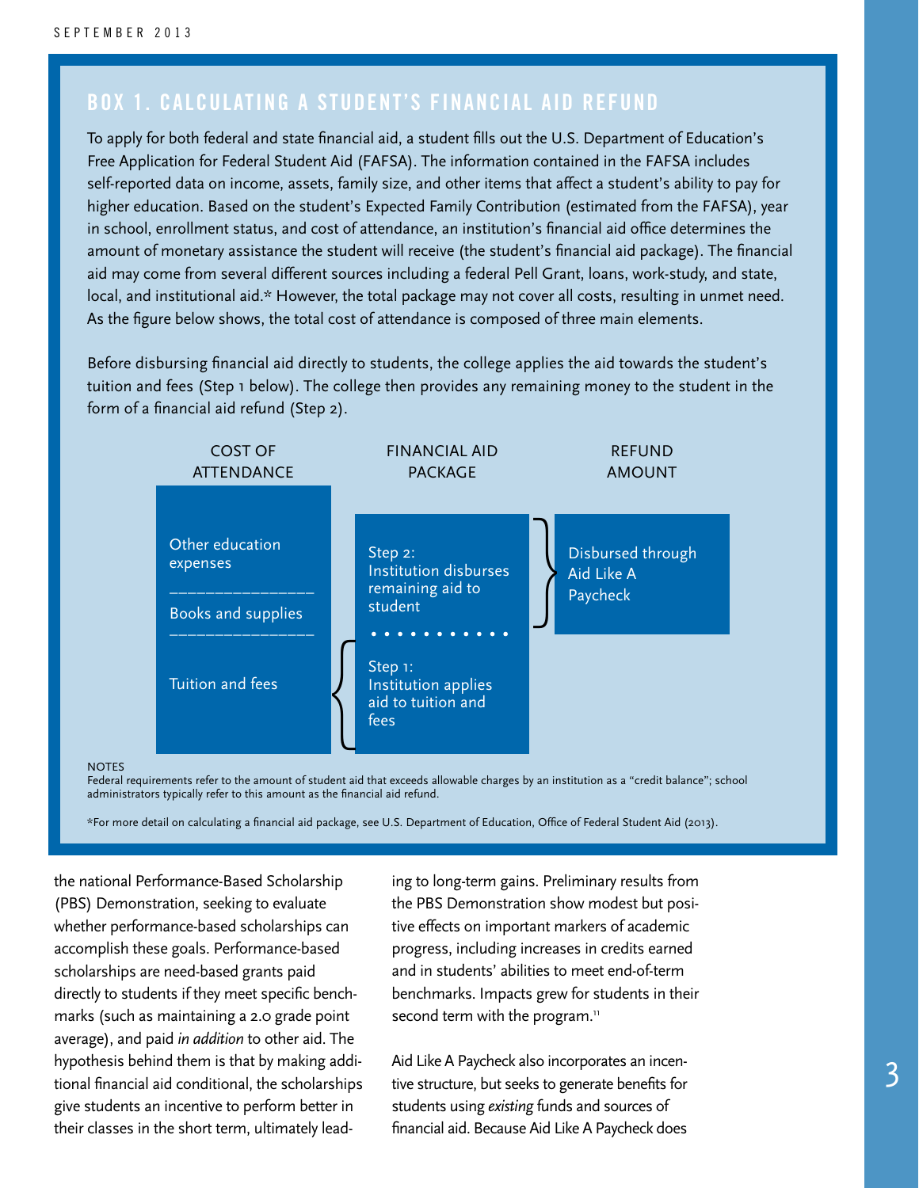## BOX 1. CALCULATING A STUDENT'S FINANCIAL AID REFUND

To apply for both federal and state financial aid, a student fills out the U.S. Department of Education's Free Application for Federal Student Aid (FAFSA). The information contained in the FAFSA includes self-reported data on income, assets, family size, and other items that affect a student's ability to pay for higher education. Based on the student's Expected Family Contribution (estimated from the FAFSA), year in school, enrollment status, and cost of attendance, an institution's financial aid office determines the amount of monetary assistance the student will receive (the student's financial aid package). The financial aid may come from several different sources including a federal Pell Grant, loans, work-study, and state, local, and institutional aid.* However, the total package may not cover all costs, resulting in unmet need. As the figure below shows, the total cost of attendance is composed of three main elements.

Before disbursing financial aid directly to students, the college applies the aid towards the student's tuition and fees (Step 1 below). The college then provides any remaining money to the student in the form of a financial aid refund (Step 2).

| COST OF ATTENDANCE | FINANCIAL AID PACKAGE | REFUND AMOUNT |
| --- | --- | --- |
| Other education expenses | Step 2: Institution disburses remaining aid to student | Disbursed through Aid Like A Paycheck |
| Books and supplies | | |
| Tuition and fees | Step 1: Institution applies aid to tuition and fees | |

NOTES

Federal requirements refer to the amount of student aid that exceeds allowable charges by an institution as a "credit balance"; school administrators typically refer to this amount as the financial aid refund.

*For more detail on calculating a financial aid package, see U.S. Department of Education, Office of Federal Student Aid (2013).

the national Performance-Based Scholarship (PBS) Demonstration, seeking to evaluate whether performance-based scholarships can accomplish these goals. Performance-based scholarships are need-based grants paid directly to students if they meet specific benchmarks (such as maintaining a 2.0 grade point average), and paid *in addition* to other aid. The hypothesis behind them is that by making additional financial aid conditional, the scholarships give students an incentive to perform better in their classes in the short term, ultimately leading to long-term gains. Preliminary results from the PBS Demonstration show modest but positive effects on important markers of academic progress, including increases in credits earned and in students' abilities to meet end-of-term benchmarks. Impacts grew for students in their second term with the program.[11]

Aid Like A Paycheck also incorporates an incentive structure, but seeks to generate benefits for students using *existing* funds and sources of financial aid. Because Aid Like A Paycheck does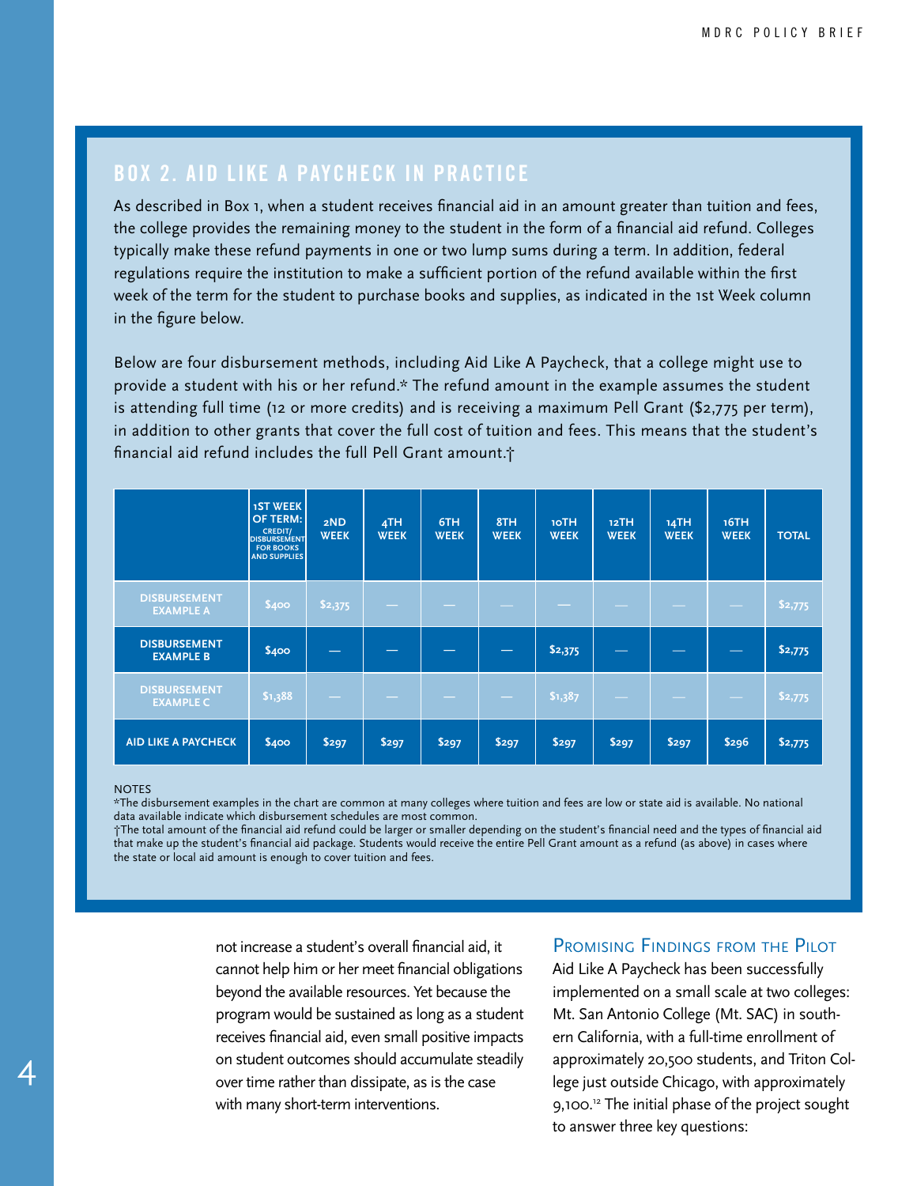## BOX 2. AID LIKE A PAYCHECK IN PRACTICE

As described in Box 1, when a student receives financial aid in an amount greater than tuition and fees, the college provides the remaining money to the student in the form of a financial aid refund. Colleges typically make these refund payments in one or two lump sums during a term. In addition, federal regulations require the institution to make a sufficient portion of the refund available within the first week of the term for the student to purchase books and supplies, as indicated in the 1st Week column in the figure below.

Below are four disbursement methods, including Aid Like A Paycheck, that a college might use to provide a student with his or her refund.* The refund amount in the example assumes the student is attending full time (12 or more credits) and is receiving a maximum Pell Grant ($2,775 per term), in addition to other grants that cover the full cost of tuition and fees. This means that the student's financial aid refund includes the full Pell Grant amount.†

| | 1ST WEEK OF TERM: CREDIT/DISBURSEMENT FOR BOOKS AND SUPPLIES | 2ND WEEK | 4TH WEEK | 6TH WEEK | 8TH WEEK | 10TH WEEK | 12TH WEEK | 14TH WEEK | 16TH WEEK | TOTAL |
|---|---|---|---|---|---|---|---|---|---|---|
| DISBURSEMENT EXAMPLE A | $400 | $2,375 | — | — | — | — | — | — | — | $2,775 |
| DISBURSEMENT EXAMPLE B | $400 | — | — | — | — | $2,375 | — | — | — | $2,775 |
| DISBURSEMENT EXAMPLE C | $1,388 | — | — | — | — | $1,387 | — | — | — | $2,775 |
| AID LIKE A PAYCHECK | $400 | $297 | $297 | $297 | $297 | $297 | $297 | $297 | $296 | $2,775 |

NOTES

*The disbursement examples in the chart are common at many colleges where tuition and fees are low or state aid is available. No national data available indicate which disbursement schedules are most common.

†The total amount of the financial aid refund could be larger or smaller depending on the student's financial need and the types of financial aid that make up the student's financial aid package. Students would receive the entire Pell Grant amount as a refund (as above) in cases where the state or local aid amount is enough to cover tuition and fees.

not increase a student's overall financial aid, it cannot help him or her meet financial obligations beyond the available resources. Yet because the program would be sustained as long as a student receives financial aid, even small positive impacts on student outcomes should accumulate steadily over time rather than dissipate, as is the case with many short-term interventions.

### Promising Findings from the Pilot

Aid Like A Paycheck has been successfully implemented on a small scale at two colleges: Mt. San Antonio College (Mt. SAC) in southern California, with a full-time enrollment of approximately 20,500 students, and Triton College just outside Chicago, with approximately 9,100.[12] The initial phase of the project sought to answer three key questions: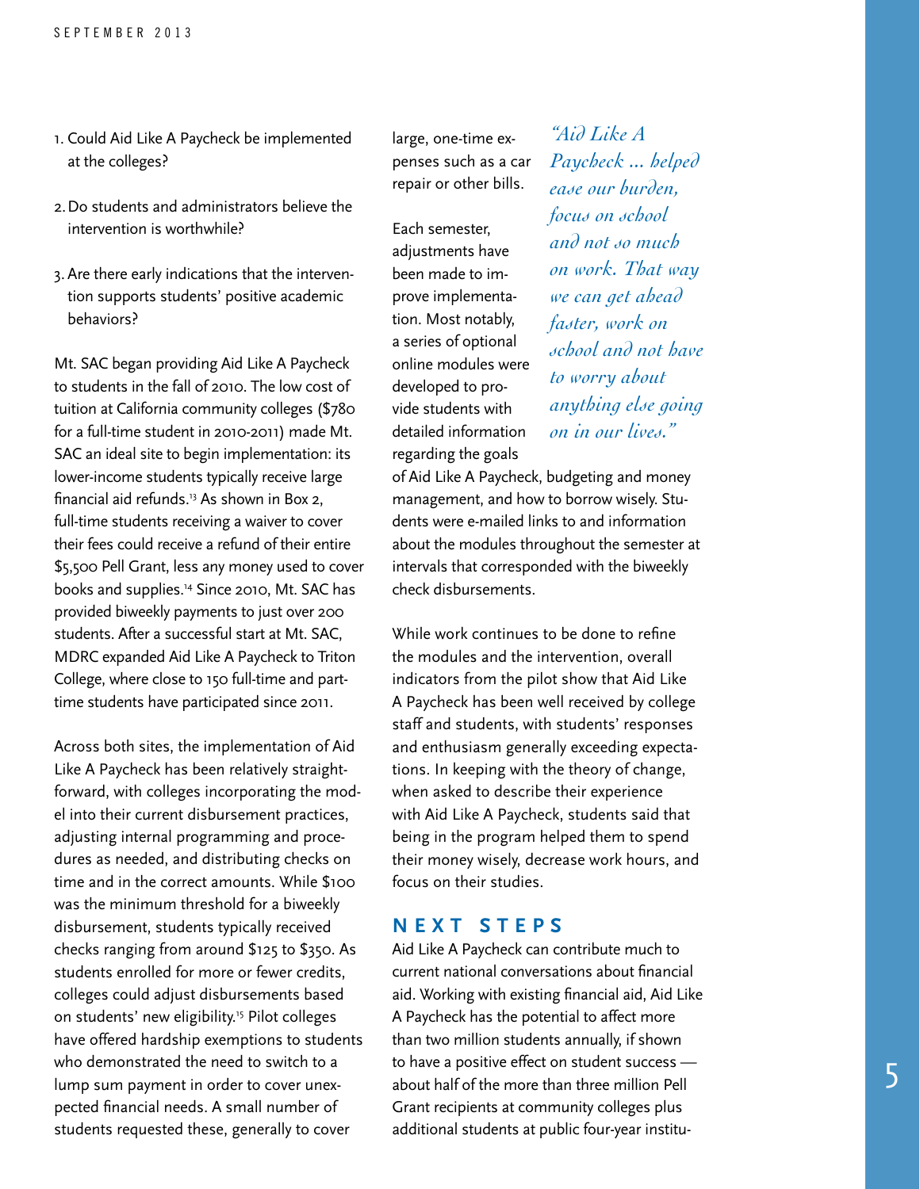1. Could Aid Like A Paycheck be implemented at the colleges?

2. Do students and administrators believe the intervention is worthwhile?

3. Are there early indications that the intervention supports students' positive academic behaviors?

Mt. SAC began providing Aid Like A Paycheck to students in the fall of 2010. The low cost of tuition at California community colleges ($780 for a full-time student in 2010-2011) made Mt. SAC an ideal site to begin implementation: its lower-income students typically receive large financial aid refunds.[13] As shown in Box 2, full-time students receiving a waiver to cover their fees could receive a refund of their entire $5,500 Pell Grant, less any money used to cover books and supplies.[14] Since 2010, Mt. SAC has provided biweekly payments to just over 200 students. After a successful start at Mt. SAC, MDRC expanded Aid Like A Paycheck to Triton College, where close to 150 full-time and part-time students have participated since 2011.

Across both sites, the implementation of Aid Like A Paycheck has been relatively straightforward, with colleges incorporating the model into their current disbursement practices, adjusting internal programming and procedures as needed, and distributing checks on time and in the correct amounts. While $100 was the minimum threshold for a biweekly disbursement, students typically received checks ranging from around $125 to $350. As students enrolled for more or fewer credits, colleges could adjust disbursements based on students' new eligibility.[15] Pilot colleges have offered hardship exemptions to students who demonstrated the need to switch to a lump sum payment in order to cover unexpected financial needs. A small number of students requested these, generally to cover large, one-time expenses such as a car repair or other bills.

*"Aid Like A Paycheck ... helped ease our burden, focus on school and not so much on work. That way we can get ahead faster, work on school and not have to worry about anything else going on in our lives."*

Each semester, adjustments have been made to improve implementation. Most notably, a series of optional online modules were developed to provide students with detailed information regarding the goals of Aid Like A Paycheck, budgeting and money management, and how to borrow wisely. Students were e-mailed links to and information about the modules throughout the semester at intervals that corresponded with the biweekly check disbursements.

While work continues to be done to refine the modules and the intervention, overall indicators from the pilot show that Aid Like A Paycheck has been well received by college staff and students, with students' responses and enthusiasm generally exceeding expectations. In keeping with the theory of change, when asked to describe their experience with Aid Like A Paycheck, students said that being in the program helped them to spend their money wisely, decrease work hours, and focus on their studies.

## NEXT STEPS

Aid Like A Paycheck can contribute much to current national conversations about financial aid. Working with existing financial aid, Aid Like A Paycheck has the potential to affect more than two million students annually, if shown to have a positive effect on student success — about half of the more than three million Pell Grant recipients at community colleges plus additional students at public four-year institu-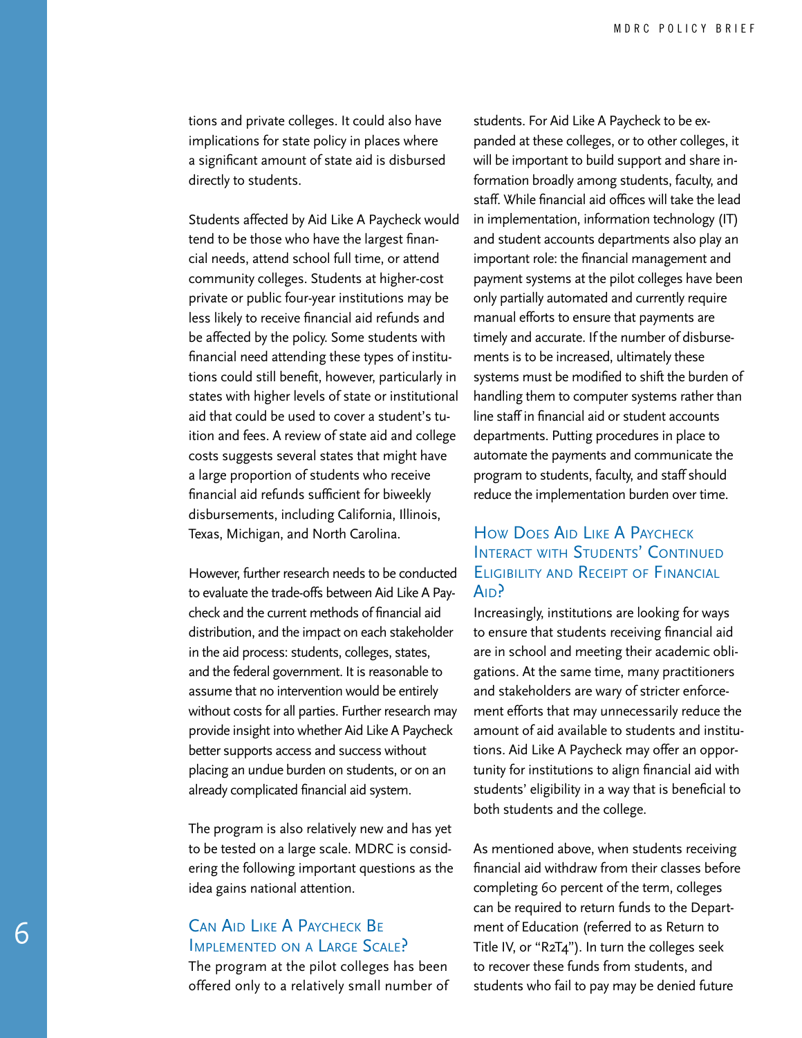tions and private colleges. It could also have implications for state policy in places where a significant amount of state aid is disbursed directly to students.

Students affected by Aid Like A Paycheck would tend to be those who have the largest financial needs, attend school full time, or attend community colleges. Students at higher-cost private or public four-year institutions may be less likely to receive financial aid refunds and be affected by the policy. Some students with financial need attending these types of institutions could still benefit, however, particularly in states with higher levels of state or institutional aid that could be used to cover a student's tuition and fees. A review of state aid and college costs suggests several states that might have a large proportion of students who receive financial aid refunds sufficient for biweekly disbursements, including California, Illinois, Texas, Michigan, and North Carolina.

However, further research needs to be conducted to evaluate the trade-offs between Aid Like A Paycheck and the current methods of financial aid distribution, and the impact on each stakeholder in the aid process: students, colleges, states, and the federal government. It is reasonable to assume that no intervention would be entirely without costs for all parties. Further research may provide insight into whether Aid Like A Paycheck better supports access and success without placing an undue burden on students, or on an already complicated financial aid system.

The program is also relatively new and has yet to be tested on a large scale. MDRC is considering the following important questions as the idea gains national attention.

## Can Aid Like A Paycheck Be Implemented on a Large Scale?

The program at the pilot colleges has been offered only to a relatively small number of students. For Aid Like A Paycheck to be expanded at these colleges, or to other colleges, it will be important to build support and share information broadly among students, faculty, and staff. While financial aid offices will take the lead in implementation, information technology (IT) and student accounts departments also play an important role: the financial management and payment systems at the pilot colleges have been only partially automated and currently require manual efforts to ensure that payments are timely and accurate. If the number of disbursements is to be increased, ultimately these systems must be modified to shift the burden of handling them to computer systems rather than line staff in financial aid or student accounts departments. Putting procedures in place to automate the payments and communicate the program to students, faculty, and staff should reduce the implementation burden over time.

## How Does Aid Like A Paycheck Interact with Students' Continued Eligibility and Receipt of Financial Aid?

Increasingly, institutions are looking for ways to ensure that students receiving financial aid are in school and meeting their academic obligations. At the same time, many practitioners and stakeholders are wary of stricter enforcement efforts that may unnecessarily reduce the amount of aid available to students and institutions. Aid Like A Paycheck may offer an opportunity for institutions to align financial aid with students' eligibility in a way that is beneficial to both students and the college.

As mentioned above, when students receiving financial aid withdraw from their classes before completing 60 percent of the term, colleges can be required to return funds to the Department of Education (referred to as Return to Title IV, or "R2T4"). In turn the colleges seek to recover these funds from students, and students who fail to pay may be denied future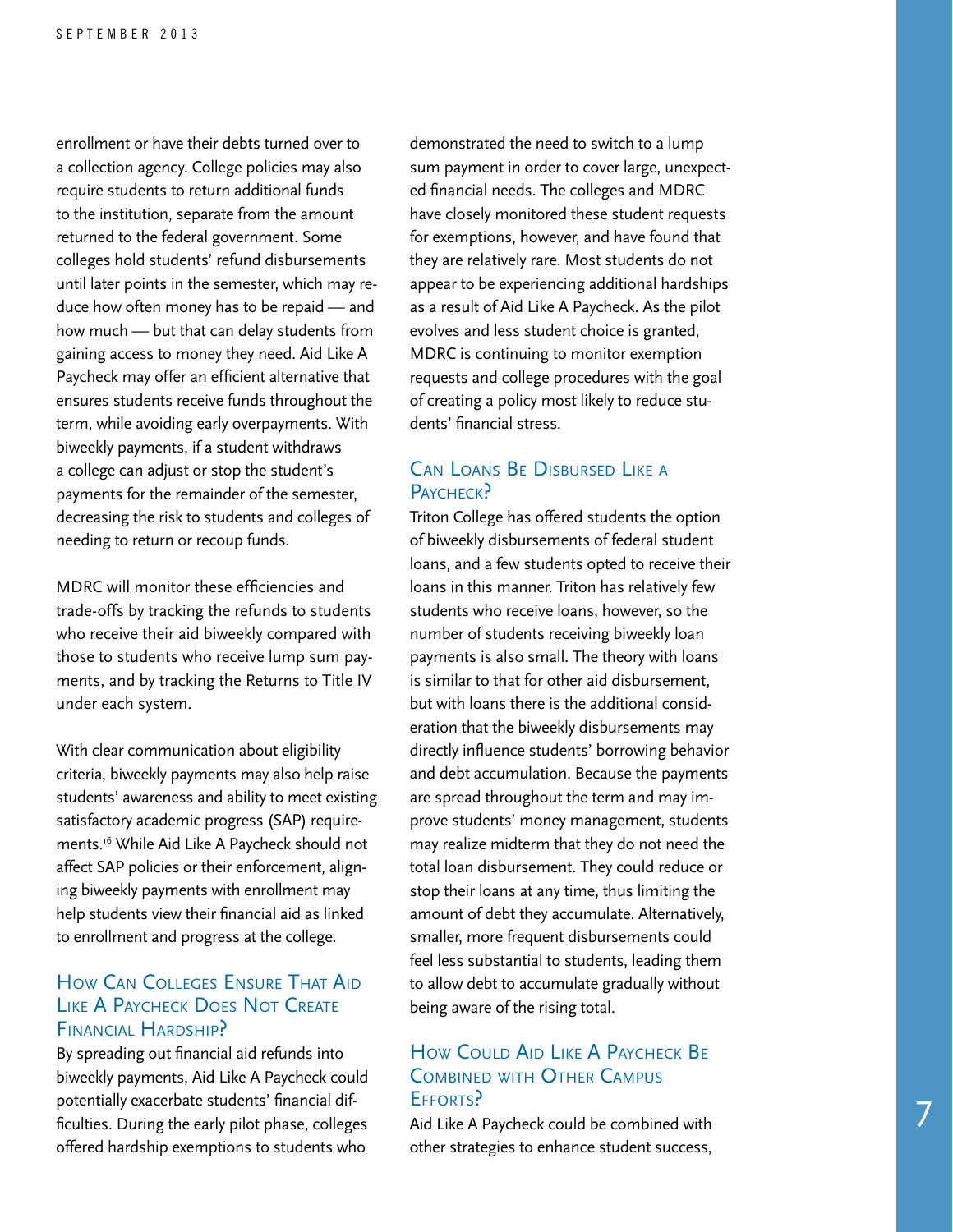enrollment or have their debts turned over to a collection agency. College policies may also require students to return additional funds to the institution, separate from the amount returned to the federal government. Some colleges hold students' refund disbursements until later points in the semester, which may reduce how often money has to be repaid — and how much — but that can delay students from gaining access to money they need. Aid Like A Paycheck may offer an efficient alternative that ensures students receive funds throughout the term, while avoiding early overpayments. With biweekly payments, if a student withdraws a college can adjust or stop the student's payments for the remainder of the semester, decreasing the risk to students and colleges of needing to return or recoup funds.

MDRC will monitor these efficiencies and trade-offs by tracking the refunds to students who receive their aid biweekly compared with those to students who receive lump sum payments, and by tracking the Returns to Title IV under each system.

With clear communication about eligibility criteria, biweekly payments may also help raise students' awareness and ability to meet existing satisfactory academic progress (SAP) requirements.[16] While Aid Like A Paycheck should not affect SAP policies or their enforcement, aligning biweekly payments with enrollment may help students view their financial aid as linked to enrollment and progress at the college.

## How Can Colleges Ensure That Aid Like A Paycheck Does Not Create Financial Hardship?

By spreading out financial aid refunds into biweekly payments, Aid Like A Paycheck could potentially exacerbate students' financial difficulties. During the early pilot phase, colleges offered hardship exemptions to students who demonstrated the need to switch to a lump sum payment in order to cover large, unexpected financial needs. The colleges and MDRC have closely monitored these student requests for exemptions, however, and have found that they are relatively rare. Most students do not appear to be experiencing additional hardships as a result of Aid Like A Paycheck. As the pilot evolves and less student choice is granted, MDRC is continuing to monitor exemption requests and college procedures with the goal of creating a policy most likely to reduce students' financial stress.

## Can Loans Be Disbursed Like a Paycheck?

Triton College has offered students the option of biweekly disbursements of federal student loans, and a few students opted to receive their loans in this manner. Triton has relatively few students who receive loans, however, so the number of students receiving biweekly loan payments is also small. The theory with loans is similar to that for other aid disbursement, but with loans there is the additional consideration that the biweekly disbursements may directly influence students' borrowing behavior and debt accumulation. Because the payments are spread throughout the term and may improve students' money management, students may realize midterm that they do not need the total loan disbursement. They could reduce or stop their loans at any time, thus limiting the amount of debt they accumulate. Alternatively, smaller, more frequent disbursements could feel less substantial to students, leading them to allow debt to accumulate gradually without being aware of the rising total.

## How Could Aid Like A Paycheck Be Combined with Other Campus Efforts?

Aid Like A Paycheck could be combined with other strategies to enhance student success,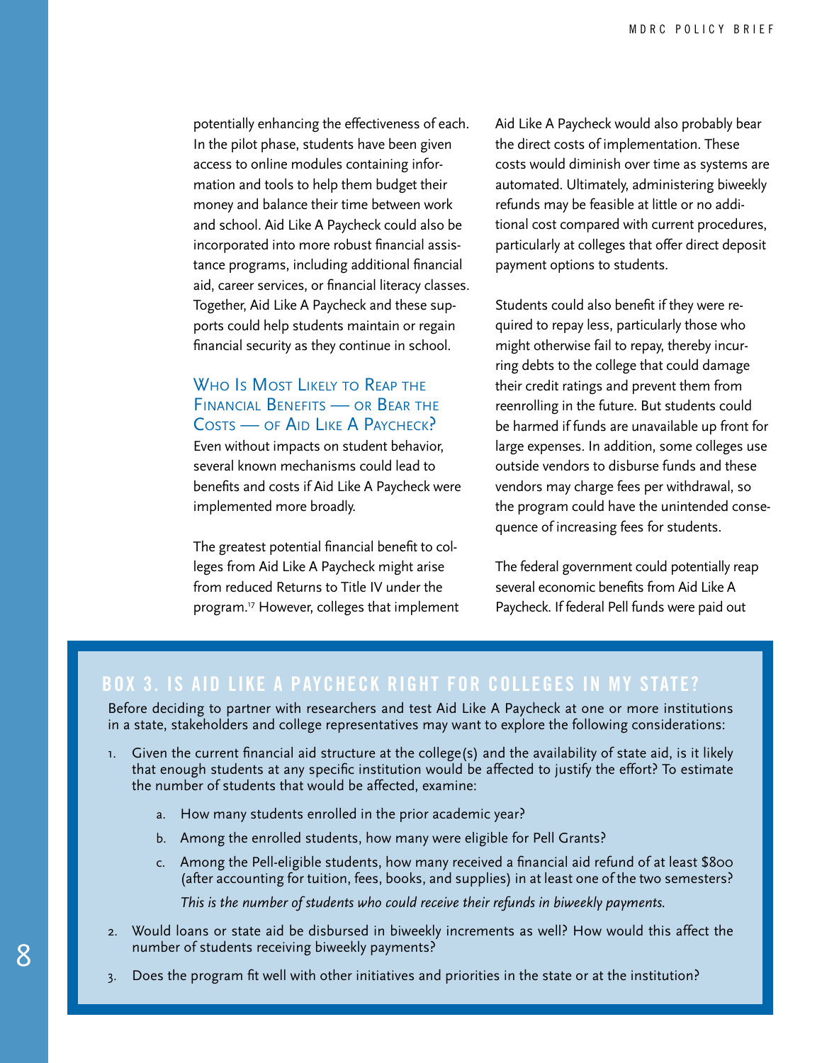potentially enhancing the effectiveness of each. In the pilot phase, students have been given access to online modules containing information and tools to help them budget their money and balance their time between work and school. Aid Like A Paycheck could also be incorporated into more robust financial assistance programs, including additional financial aid, career services, or financial literacy classes. Together, Aid Like A Paycheck and these supports could help students maintain or regain financial security as they continue in school.

## Who Is Most Likely to Reap the Financial Benefits — or Bear the Costs — of Aid Like A Paycheck?

Even without impacts on student behavior, several known mechanisms could lead to benefits and costs if Aid Like A Paycheck were implemented more broadly.

The greatest potential financial benefit to colleges from Aid Like A Paycheck might arise from reduced Returns to Title IV under the program.[17] However, colleges that implement Aid Like A Paycheck would also probably bear the direct costs of implementation. These costs would diminish over time as systems are automated. Ultimately, administering biweekly refunds may be feasible at little or no additional cost compared with current procedures, particularly at colleges that offer direct deposit payment options to students.

Students could also benefit if they were required to repay less, particularly those who might otherwise fail to repay, thereby incurring debts to the college that could damage their credit ratings and prevent them from reenrolling in the future. But students could be harmed if funds are unavailable up front for large expenses. In addition, some colleges use outside vendors to disburse funds and these vendors may charge fees per withdrawal, so the program could have the unintended consequence of increasing fees for students.

The federal government could potentially reap several economic benefits from Aid Like A Paycheck. If federal Pell funds were paid out

### Box 3. Is Aid Like A Paycheck Right for Colleges in My State?

Before deciding to partner with researchers and test Aid Like A Paycheck at one or more institutions in a state, stakeholders and college representatives may want to explore the following considerations:

1. Given the current financial aid structure at the college(s) and the availability of state aid, is it likely that enough students at any specific institution would be affected to justify the effort? To estimate the number of students that would be affected, examine:
   a. How many students enrolled in the prior academic year?
   b. Among the enrolled students, how many were eligible for Pell Grants?
   c. Among the Pell-eligible students, how many received a financial aid refund of at least $800 (after accounting for tuition, fees, books, and supplies) in at least one of the two semesters?

      *This is the number of students who could receive their refunds in biweekly payments.*
2. Would loans or state aid be disbursed in biweekly increments as well? How would this affect the number of students receiving biweekly payments?
3. Does the program fit well with other initiatives and priorities in the state or at the institution?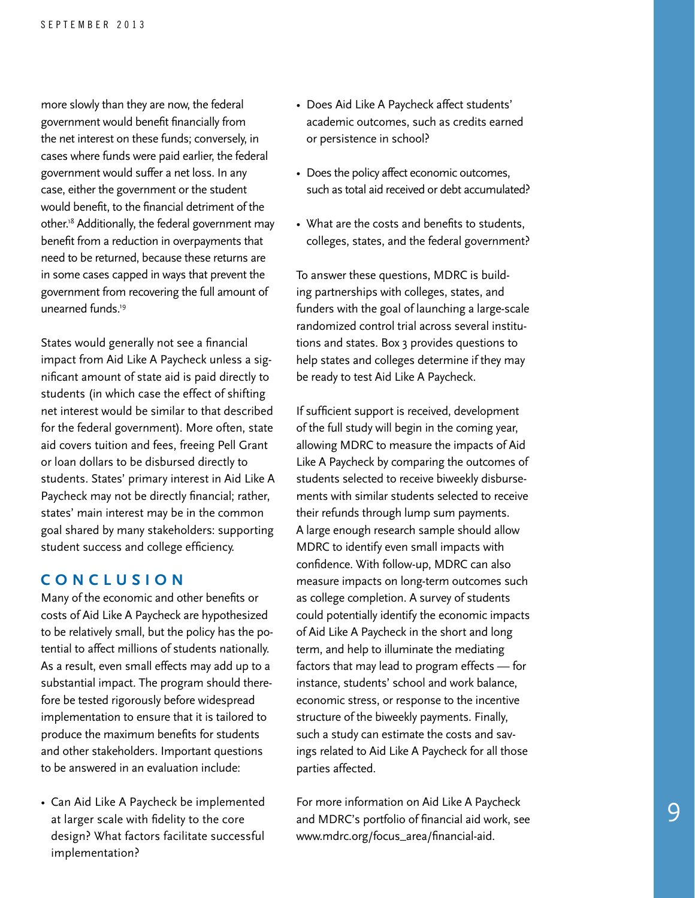more slowly than they are now, the federal government would benefit financially from the net interest on these funds; conversely, in cases where funds were paid earlier, the federal government would suffer a net loss. In any case, either the government or the student would benefit, to the financial detriment of the other.[18] Additionally, the federal government may benefit from a reduction in overpayments that need to be returned, because these returns are in some cases capped in ways that prevent the government from recovering the full amount of unearned funds.[19]

States would generally not see a financial impact from Aid Like A Paycheck unless a significant amount of state aid is paid directly to students (in which case the effect of shifting net interest would be similar to that described for the federal government). More often, state aid covers tuition and fees, freeing Pell Grant or loan dollars to be disbursed directly to students. States' primary interest in Aid Like A Paycheck may not be directly financial; rather, states' main interest may be in the common goal shared by many stakeholders: supporting student success and college efficiency.

## CONCLUSION

Many of the economic and other benefits or costs of Aid Like A Paycheck are hypothesized to be relatively small, but the policy has the potential to affect millions of students nationally. As a result, even small effects may add up to a substantial impact. The program should therefore be tested rigorously before widespread implementation to ensure that it is tailored to produce the maximum benefits for students and other stakeholders. Important questions to be answered in an evaluation include:

- Can Aid Like A Paycheck be implemented at larger scale with fidelity to the core design? What factors facilitate successful implementation?
- Does Aid Like A Paycheck affect students' academic outcomes, such as credits earned or persistence in school?
- Does the policy affect economic outcomes, such as total aid received or debt accumulated?
- What are the costs and benefits to students, colleges, states, and the federal government?

To answer these questions, MDRC is building partnerships with colleges, states, and funders with the goal of launching a large-scale randomized control trial across several institutions and states. Box 3 provides questions to help states and colleges determine if they may be ready to test Aid Like A Paycheck.

If sufficient support is received, development of the full study will begin in the coming year, allowing MDRC to measure the impacts of Aid Like A Paycheck by comparing the outcomes of students selected to receive biweekly disbursements with similar students selected to receive their refunds through lump sum payments. A large enough research sample should allow MDRC to identify even small impacts with confidence. With follow-up, MDRC can also measure impacts on long-term outcomes such as college completion. A survey of students could potentially identify the economic impacts of Aid Like A Paycheck in the short and long term, and help to illuminate the mediating factors that may lead to program effects — for instance, students' school and work balance, economic stress, or response to the incentive structure of the biweekly payments. Finally, such a study can estimate the costs and savings related to Aid Like A Paycheck for all those parties affected.

For more information on Aid Like A Paycheck and MDRC's portfolio of financial aid work, see www.mdrc.org/focus_area/financial-aid.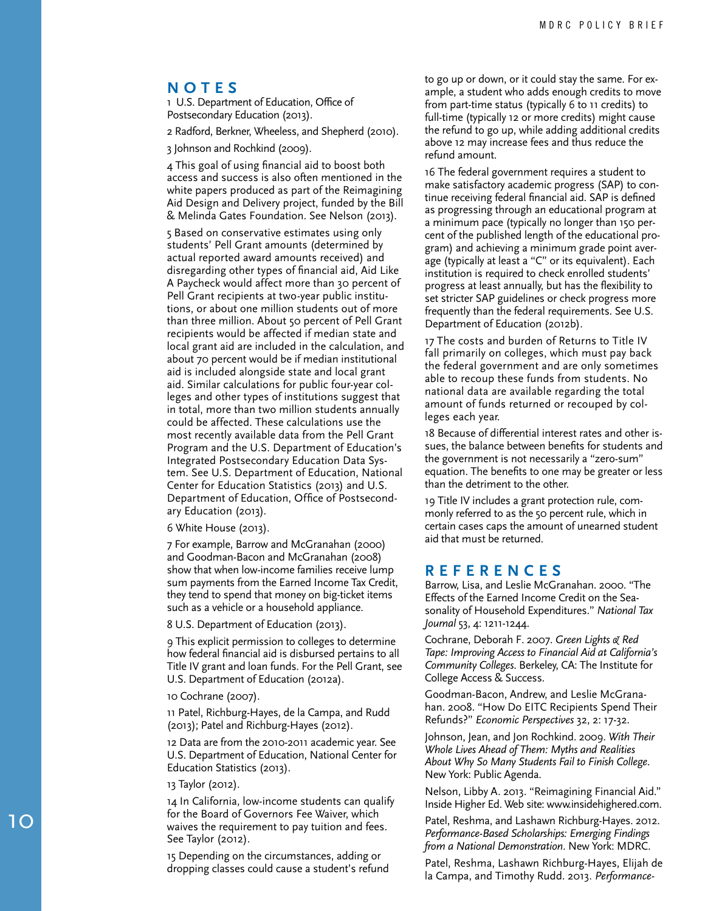## NOTES

1 U.S. Department of Education, Office of Postsecondary Education (2013).

2 Radford, Berkner, Wheeless, and Shepherd (2010).

3 Johnson and Rochkind (2009).

4 This goal of using financial aid to boost both access and success is also often mentioned in the white papers produced as part of the Reimagining Aid Design and Delivery project, funded by the Bill & Melinda Gates Foundation. See Nelson (2013).

5 Based on conservative estimates using only students' Pell Grant amounts (determined by actual reported award amounts received) and disregarding other types of financial aid, Aid Like A Paycheck would affect more than 30 percent of Pell Grant recipients at two-year public institutions, or about one million students out of more than three million. About 50 percent of Pell Grant recipients would be affected if median state and local grant aid are included in the calculation, and about 70 percent would be if median institutional aid is included alongside state and local grant aid. Similar calculations for public four-year colleges and other types of institutions suggest that in total, more than two million students annually could be affected. These calculations use the most recently available data from the Pell Grant Program and the U.S. Department of Education's Integrated Postsecondary Education Data System. See U.S. Department of Education, National Center for Education Statistics (2013) and U.S. Department of Education, Office of Postsecondary Education (2013).

6 White House (2013).

7 For example, Barrow and McGranahan (2000) and Goodman-Bacon and McGranahan (2008) show that when low-income families receive lump sum payments from the Earned Income Tax Credit, they tend to spend that money on big-ticket items such as a vehicle or a household appliance.

8 U.S. Department of Education (2013).

9 This explicit permission to colleges to determine how federal financial aid is disbursed pertains to all Title IV grant and loan funds. For the Pell Grant, see U.S. Department of Education (2012a).

10 Cochrane (2007).

11 Patel, Richburg-Hayes, de la Campa, and Rudd (2013); Patel and Richburg-Hayes (2012).

12 Data are from the 2010-2011 academic year. See U.S. Department of Education, National Center for Education Statistics (2013).

13 Taylor (2012).

14 In California, low-income students can qualify for the Board of Governors Fee Waiver, which waives the requirement to pay tuition and fees. See Taylor (2012).

15 Depending on the circumstances, adding or dropping classes could cause a student's refund to go up or down, or it could stay the same. For example, a student who adds enough credits to move from part-time status (typically 6 to 11 credits) to full-time (typically 12 or more credits) might cause the refund to go up, while adding additional credits above 12 may increase fees and thus reduce the refund amount.

16 The federal government requires a student to make satisfactory academic progress (SAP) to continue receiving federal financial aid. SAP is defined as progressing through an educational program at a minimum pace (typically no longer than 150 percent of the published length of the educational program) and achieving a minimum grade point average (typically at least a "C" or its equivalent). Each institution is required to check enrolled students' progress at least annually, but has the flexibility to set stricter SAP guidelines or check progress more frequently than the federal requirements. See U.S. Department of Education (2012b).

17 The costs and burden of Returns to Title IV fall primarily on colleges, which must pay back the federal government and are only sometimes able to recoup these funds from students. No national data are available regarding the total amount of funds returned or recouped by colleges each year.

18 Because of differential interest rates and other issues, the balance between benefits for students and the government is not necessarily a "zero-sum" equation. The benefits to one may be greater or less than the detriment to the other.

19 Title IV includes a grant protection rule, commonly referred to as the 50 percent rule, which in certain cases caps the amount of unearned student aid that must be returned.

## REFERENCES

Barrow, Lisa, and Leslie McGranahan. 2000. "The Effects of the Earned Income Credit on the Seasonality of Household Expenditures." *National Tax Journal* 53, 4: 1211-1244.

Cochrane, Deborah F. 2007. *Green Lights & Red Tape: Improving Access to Financial Aid at California's Community Colleges.* Berkeley, CA: The Institute for College Access & Success.

Goodman-Bacon, Andrew, and Leslie McGranahan. 2008. "How Do EITC Recipients Spend Their Refunds?" *Economic Perspectives* 32, 2: 17-32.

Johnson, Jean, and Jon Rochkind. 2009. *With Their Whole Lives Ahead of Them: Myths and Realities About Why So Many Students Fail to Finish College.* New York: Public Agenda.

Nelson, Libby A. 2013. "Reimagining Financial Aid." Inside Higher Ed. Web site: www.insidehighered.com.

Patel, Reshma, and Lashawn Richburg-Hayes. 2012. *Performance-Based Scholarships: Emerging Findings from a National Demonstration.* New York: MDRC.

Patel, Reshma, Lashawn Richburg-Hayes, Elijah de la Campa, and Timothy Rudd. 2013. *Performance-*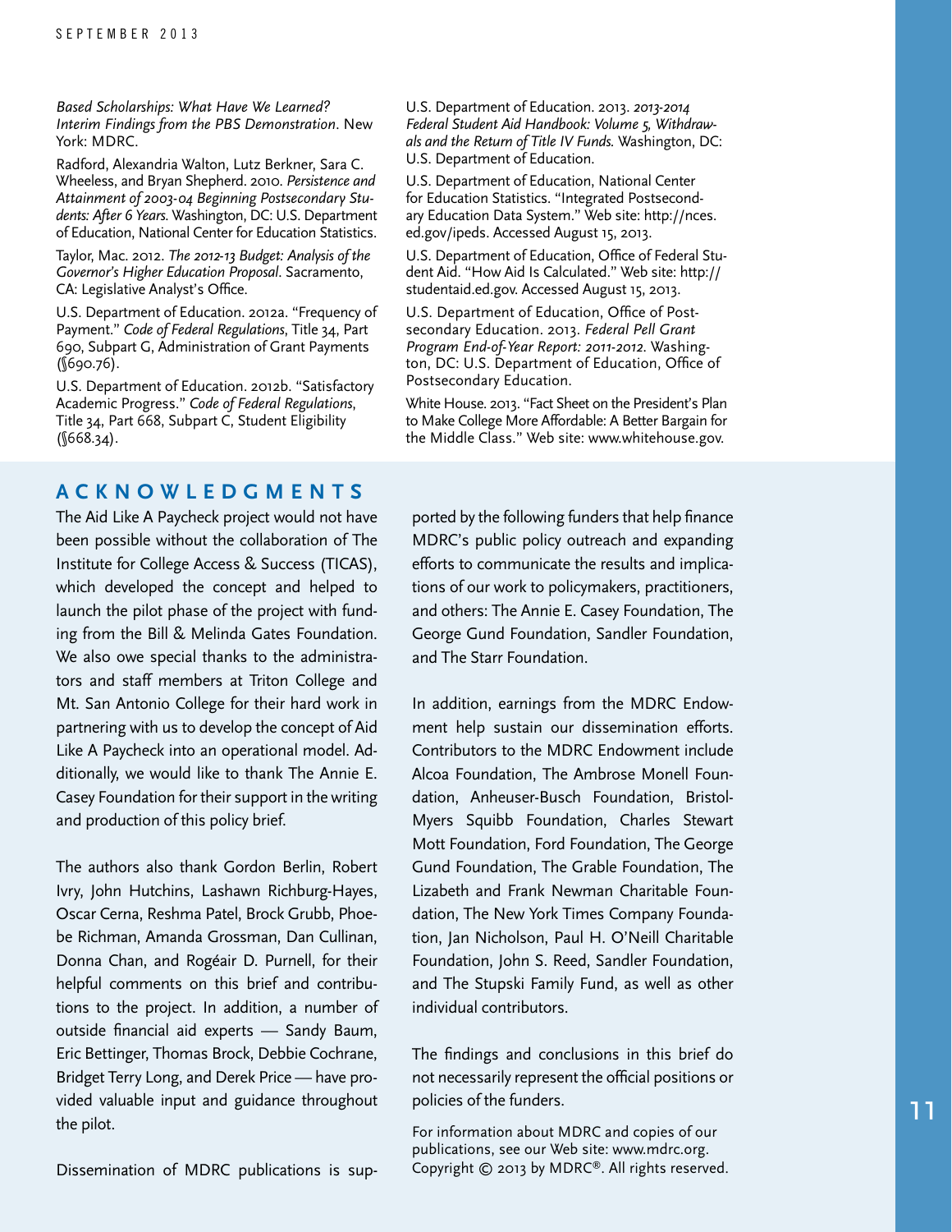*Based Scholarships: What Have We Learned? Interim Findings from the PBS Demonstration*. New York: MDRC.

Radford, Alexandria Walton, Lutz Berkner, Sara C. Wheeless, and Bryan Shepherd. 2010. *Persistence and Attainment of 2003-04 Beginning Postsecondary Students: After 6 Years.* Washington, DC: U.S. Department of Education, National Center for Education Statistics.

Taylor, Mac. 2012. *The 2012-13 Budget: Analysis of the Governor's Higher Education Proposal*. Sacramento, CA: Legislative Analyst's Office.

U.S. Department of Education. 2012a. "Frequency of Payment." *Code of Federal Regulations*, Title 34, Part 690, Subpart G, Administration of Grant Payments (§690.76).

U.S. Department of Education. 2012b. "Satisfactory Academic Progress." *Code of Federal Regulations*, Title 34, Part 668, Subpart C, Student Eligibility (§668.34).

U.S. Department of Education. 2013. *2013-2014 Federal Student Aid Handbook: Volume 5, Withdrawals and the Return of Title IV Funds.* Washington, DC: U.S. Department of Education.

U.S. Department of Education, National Center for Education Statistics. "Integrated Postsecondary Education Data System." Web site: http://nces.ed.gov/ipeds. Accessed August 15, 2013.

U.S. Department of Education, Office of Federal Student Aid. "How Aid Is Calculated." Web site: http://studentaid.ed.gov. Accessed August 15, 2013.

U.S. Department of Education, Office of Postsecondary Education. 2013. *Federal Pell Grant Program End-of-Year Report: 2011-2012.* Washington, DC: U.S. Department of Education, Office of Postsecondary Education.

White House. 2013. "Fact Sheet on the President's Plan to Make College More Affordable: A Better Bargain for the Middle Class." Web site: www.whitehouse.gov.

## ACKNOWLEDGMENTS

The Aid Like A Paycheck project would not have been possible without the collaboration of The Institute for College Access & Success (TICAS), which developed the concept and helped to launch the pilot phase of the project with funding from the Bill & Melinda Gates Foundation. We also owe special thanks to the administrators and staff members at Triton College and Mt. San Antonio College for their hard work in partnering with us to develop the concept of Aid Like A Paycheck into an operational model. Additionally, we would like to thank The Annie E. Casey Foundation for their support in the writing and production of this policy brief.

The authors also thank Gordon Berlin, Robert Ivry, John Hutchins, Lashawn Richburg-Hayes, Oscar Cerna, Reshma Patel, Brock Grubb, Phoebe Richman, Amanda Grossman, Dan Cullinan, Donna Chan, and Rogéair D. Purnell, for their helpful comments on this brief and contributions to the project. In addition, a number of outside financial aid experts — Sandy Baum, Eric Bettinger, Thomas Brock, Debbie Cochrane, Bridget Terry Long, and Derek Price — have provided valuable input and guidance throughout the pilot.

Dissemination of MDRC publications is supported by the following funders that help finance MDRC's public policy outreach and expanding efforts to communicate the results and implications of our work to policymakers, practitioners, and others: The Annie E. Casey Foundation, The George Gund Foundation, Sandler Foundation, and The Starr Foundation.

In addition, earnings from the MDRC Endowment help sustain our dissemination efforts. Contributors to the MDRC Endowment include Alcoa Foundation, The Ambrose Monell Foundation, Anheuser-Busch Foundation, Bristol-Myers Squibb Foundation, Charles Stewart Mott Foundation, Ford Foundation, The George Gund Foundation, The Grable Foundation, The Lizabeth and Frank Newman Charitable Foundation, The New York Times Company Foundation, Jan Nicholson, Paul H. O'Neill Charitable Foundation, John S. Reed, Sandler Foundation, and The Stupski Family Fund, as well as other individual contributors.

The findings and conclusions in this brief do not necessarily represent the official positions or policies of the funders.

For information about MDRC and copies of our publications, see our Web site: www.mdrc.org. Copyright © 2013 by MDRC®. All rights reserved.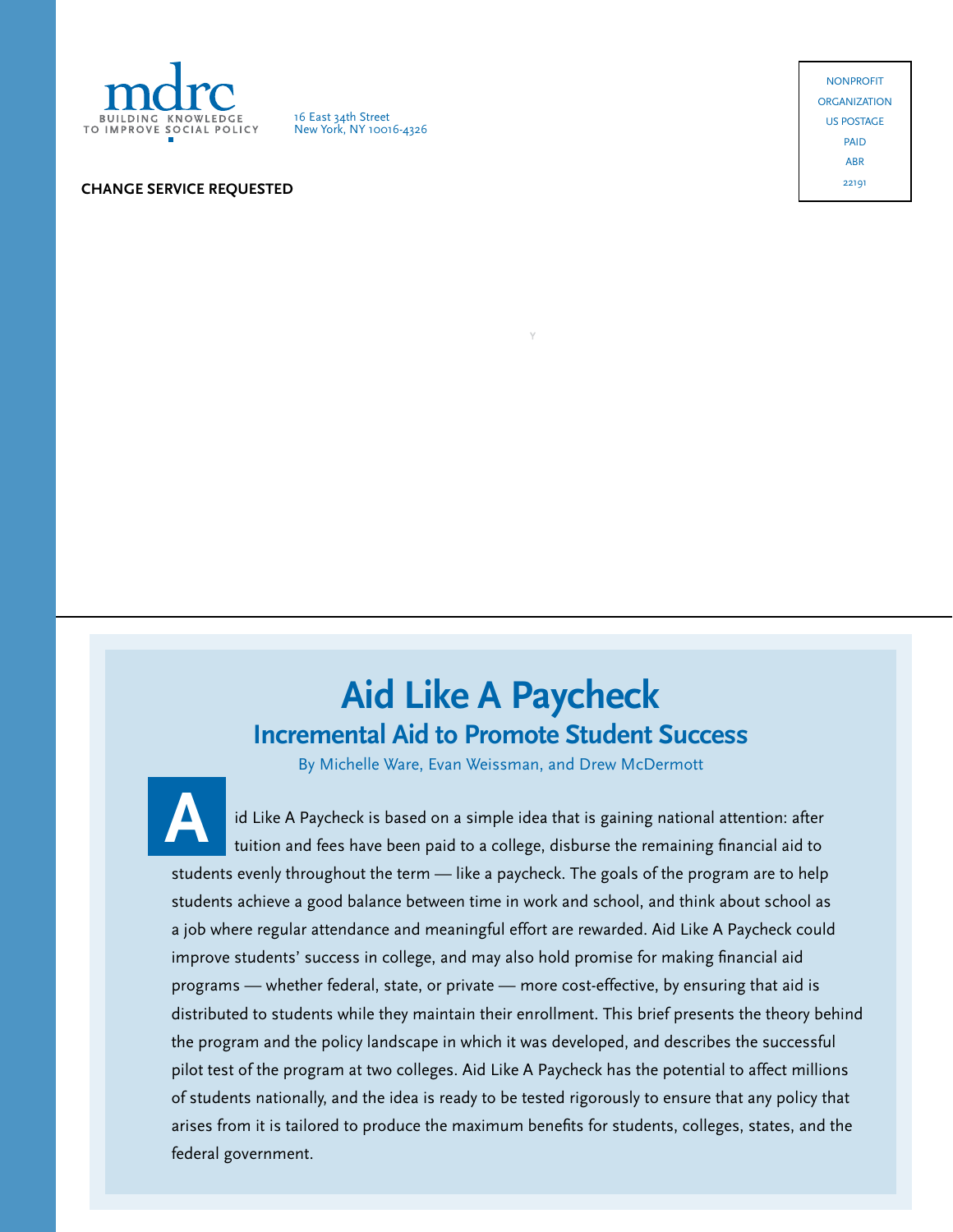mdrc

BUILDING KNOWLEDGE TO IMPROVE SOCIAL POLICY

16 East 34th Street
New York, NY 10016-4326

**CHANGE SERVICE REQUESTED**

NONPROFIT
ORGANIZATION
US POSTAGE
PAID
ABR
22191

# Aid Like A Paycheck

## Incremental Aid to Promote Student Success

By Michelle Ware, Evan Weissman, and Drew McDermott

Aid Like A Paycheck is based on a simple idea that is gaining national attention: after tuition and fees have been paid to a college, disburse the remaining financial aid to students evenly throughout the term — like a paycheck. The goals of the program are to help students achieve a good balance between time in work and school, and think about school as a job where regular attendance and meaningful effort are rewarded. Aid Like A Paycheck could improve students' success in college, and may also hold promise for making financial aid programs — whether federal, state, or private — more cost-effective, by ensuring that aid is distributed to students while they maintain their enrollment. This brief presents the theory behind the program and the policy landscape in which it was developed, and describes the successful pilot test of the program at two colleges. Aid Like A Paycheck has the potential to affect millions of students nationally, and the idea is ready to be tested rigorously to ensure that any policy that arises from it is tailored to produce the maximum benefits for students, colleges, states, and the federal government.